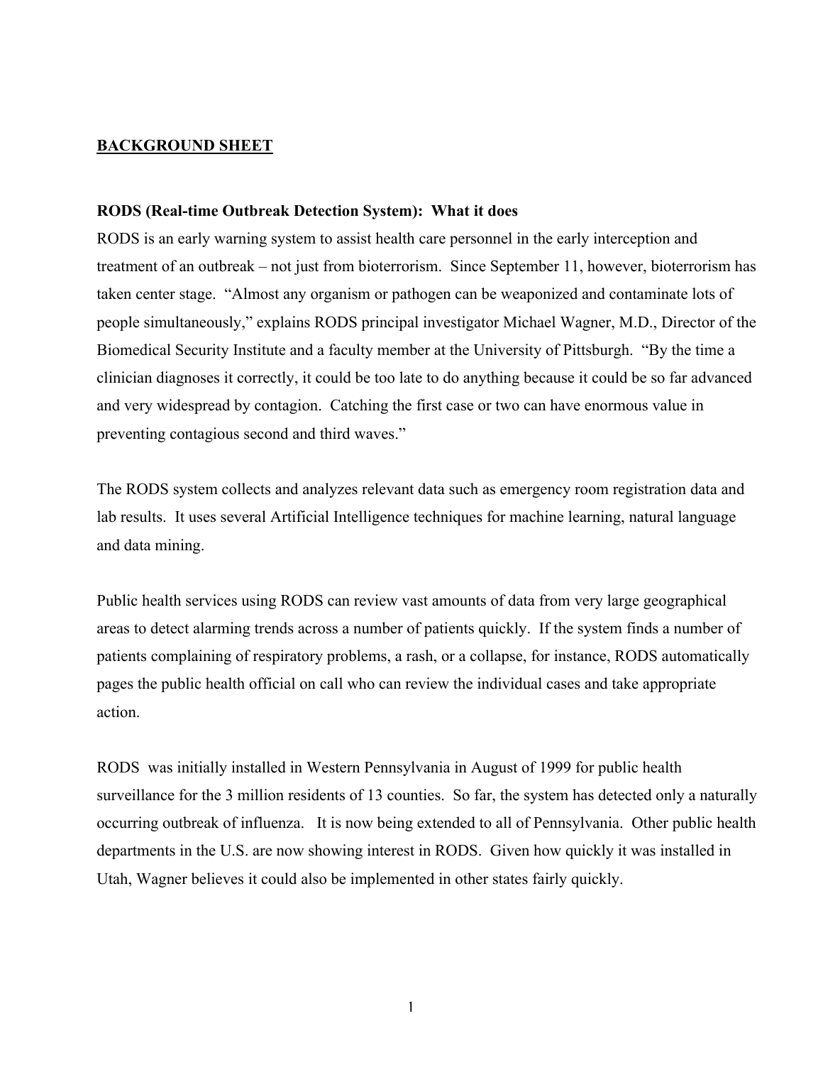**BACKGROUND SHEET**

**RODS (Real-time Outbreak Detection System): What it does**

RODS is an early warning system to assist health care personnel in the early interception and treatment of an outbreak – not just from bioterrorism. Since September 11, however, bioterrorism has taken center stage. "Almost any organism or pathogen can be weaponized and contaminate lots of people simultaneously," explains RODS principal investigator Michael Wagner, M.D., Director of the Biomedical Security Institute and a faculty member at the University of Pittsburgh. "By the time a clinician diagnoses it correctly, it could be too late to do anything because it could be so far advanced and very widespread by contagion. Catching the first case or two can have enormous value in preventing contagious second and third waves."

The RODS system collects and analyzes relevant data such as emergency room registration data and lab results. It uses several Artificial Intelligence techniques for machine learning, natural language and data mining.

Public health services using RODS can review vast amounts of data from very large geographical areas to detect alarming trends across a number of patients quickly. If the system finds a number of patients complaining of respiratory problems, a rash, or a collapse, for instance, RODS automatically pages the public health official on call who can review the individual cases and take appropriate action.

RODS was initially installed in Western Pennsylvania in August of 1999 for public health surveillance for the 3 million residents of 13 counties. So far, the system has detected only a naturally occurring outbreak of influenza. It is now being extended to all of Pennsylvania. Other public health departments in the U.S. are now showing interest in RODS. Given how quickly it was installed in Utah, Wagner believes it could also be implemented in other states fairly quickly.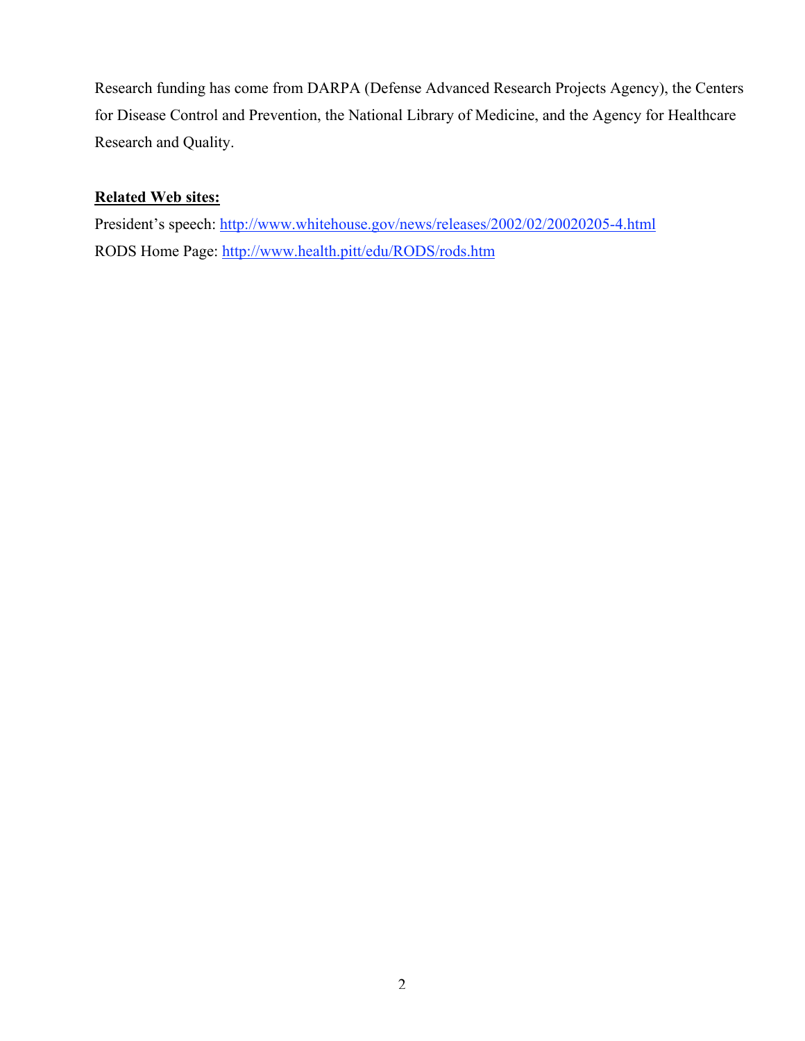Research funding has come from DARPA (Defense Advanced Research Projects Agency), the Centers for Disease Control and Prevention, the National Library of Medicine, and the Agency for Healthcare Research and Quality.

**Related Web sites:**

President's speech: http://www.whitehouse.gov/news/releases/2002/02/20020205-4.html
RODS Home Page: http://www.health.pitt/edu/RODS/rods.htm